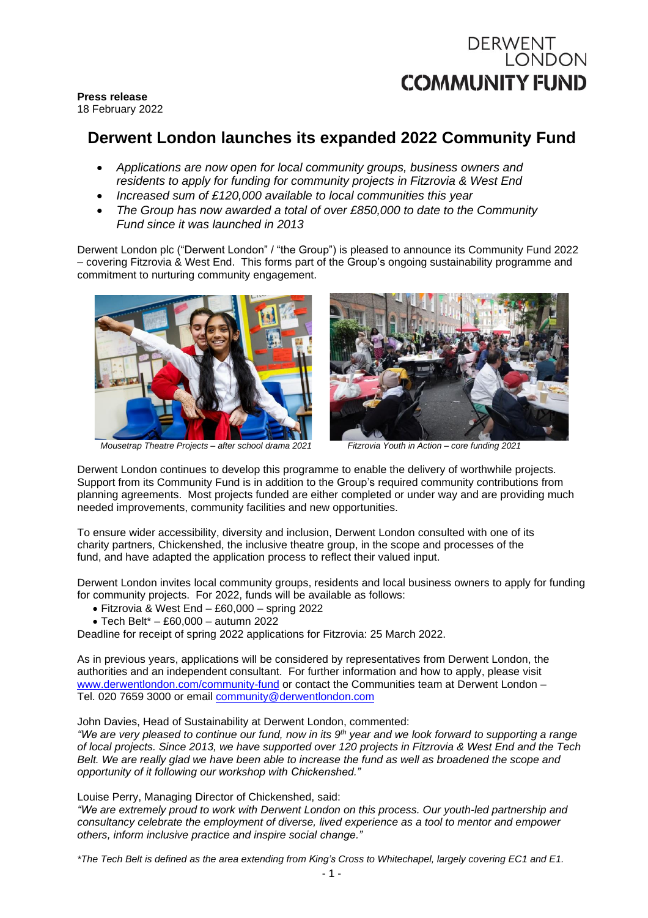DERWENT LONDON COMMUNITY FUND

**Press release**
18 February 2022

# Derwent London launches its expanded 2022 Community Fund

- *Applications are now open for local community groups, business owners and residents to apply for funding for community projects in Fitzrovia & West End*
- *Increased sum of £120,000 available to local communities this year*
- *The Group has now awarded a total of over £850,000 to date to the Community Fund since it was launched in 2013*

Derwent London plc ("Derwent London" / "the Group") is pleased to announce its Community Fund 2022 – covering Fitzrovia & West End. This forms part of the Group's ongoing sustainability programme and commitment to nurturing community engagement.

*Mousetrap Theatre Projects – after school drama 2021*

*Fitzrovia Youth in Action – core funding 2021*

Derwent London continues to develop this programme to enable the delivery of worthwhile projects. Support from its Community Fund is in addition to the Group's required community contributions from planning agreements. Most projects funded are either completed or under way and are providing much needed improvements, community facilities and new opportunities.

To ensure wider accessibility, diversity and inclusion, Derwent London consulted with one of its charity partners, Chickenshed, the inclusive theatre group, in the scope and processes of the fund, and have adapted the application process to reflect their valued input.

Derwent London invites local community groups, residents and local business owners to apply for funding for community projects. For 2022, funds will be available as follows:

- Fitzrovia & West End – £60,000 – spring 2022
- Tech Belt* – £60,000 – autumn 2022

Deadline for receipt of spring 2022 applications for Fitzrovia: 25 March 2022.

As in previous years, applications will be considered by representatives from Derwent London, the authorities and an independent consultant. For further information and how to apply, please visit [www.derwentlondon.com/community-fund](http://www.derwentlondon.com/community-fund) or contact the Communities team at Derwent London – Tel. 020 7659 3000 or email [community@derwentlondon.com](mailto:community@derwentlondon.com)

John Davies, Head of Sustainability at Derwent London, commented:
*"We are very pleased to continue our fund, now in its 9th year and we look forward to supporting a range of local projects. Since 2013, we have supported over 120 projects in Fitzrovia & West End and the Tech Belt. We are really glad we have been able to increase the fund as well as broadened the scope and opportunity of it following our workshop with Chickenshed."*

Louise Perry, Managing Director of Chickenshed, said:
*"We are extremely proud to work with Derwent London on this process. Our youth-led partnership and consultancy celebrate the employment of diverse, lived experience as a tool to mentor and empower others, inform inclusive practice and inspire social change."*

*\*The Tech Belt is defined as the area extending from King's Cross to Whitechapel, largely covering EC1 and E1.*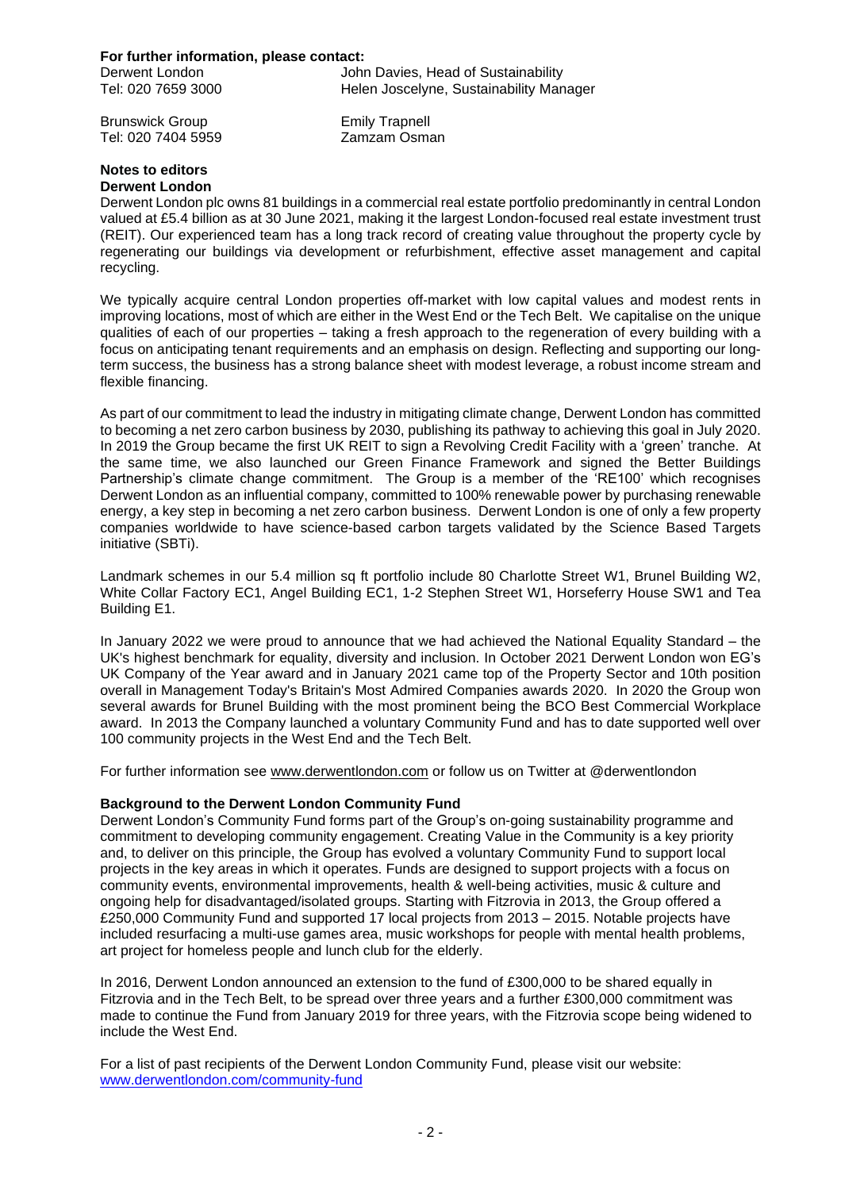**For further information, please contact:**

| | |
|---|---|
| Derwent London | John Davies, Head of Sustainability |
| Tel: 020 7659 3000 | Helen Joscelyne, Sustainability Manager |
| | |
| Brunswick Group | Emily Trapnell |
| Tel: 020 7404 5959 | Zamzam Osman |

**Notes to editors**

**Derwent London**

Derwent London plc owns 81 buildings in a commercial real estate portfolio predominantly in central London valued at £5.4 billion as at 30 June 2021, making it the largest London-focused real estate investment trust (REIT). Our experienced team has a long track record of creating value throughout the property cycle by regenerating our buildings via development or refurbishment, effective asset management and capital recycling.

We typically acquire central London properties off-market with low capital values and modest rents in improving locations, most of which are either in the West End or the Tech Belt. We capitalise on the unique qualities of each of our properties – taking a fresh approach to the regeneration of every building with a focus on anticipating tenant requirements and an emphasis on design. Reflecting and supporting our long-term success, the business has a strong balance sheet with modest leverage, a robust income stream and flexible financing.

As part of our commitment to lead the industry in mitigating climate change, Derwent London has committed to becoming a net zero carbon business by 2030, publishing its pathway to achieving this goal in July 2020. In 2019 the Group became the first UK REIT to sign a Revolving Credit Facility with a 'green' tranche. At the same time, we also launched our Green Finance Framework and signed the Better Buildings Partnership's climate change commitment. The Group is a member of the 'RE100' which recognises Derwent London as an influential company, committed to 100% renewable power by purchasing renewable energy, a key step in becoming a net zero carbon business. Derwent London is one of only a few property companies worldwide to have science-based carbon targets validated by the Science Based Targets initiative (SBTi).

Landmark schemes in our 5.4 million sq ft portfolio include 80 Charlotte Street W1, Brunel Building W2, White Collar Factory EC1, Angel Building EC1, 1-2 Stephen Street W1, Horseferry House SW1 and Tea Building E1.

In January 2022 we were proud to announce that we had achieved the National Equality Standard – the UK's highest benchmark for equality, diversity and inclusion. In October 2021 Derwent London won EG's UK Company of the Year award and in January 2021 came top of the Property Sector and 10th position overall in Management Today's Britain's Most Admired Companies awards 2020. In 2020 the Group won several awards for Brunel Building with the most prominent being the BCO Best Commercial Workplace award. In 2013 the Company launched a voluntary Community Fund and has to date supported well over 100 community projects in the West End and the Tech Belt.

For further information see www.derwentlondon.com or follow us on Twitter at @derwentlondon

**Background to the Derwent London Community Fund**

Derwent London's Community Fund forms part of the Group's on-going sustainability programme and commitment to developing community engagement. Creating Value in the Community is a key priority and, to deliver on this principle, the Group has evolved a voluntary Community Fund to support local projects in the key areas in which it operates. Funds are designed to support projects with a focus on community events, environmental improvements, health & well-being activities, music & culture and ongoing help for disadvantaged/isolated groups. Starting with Fitzrovia in 2013, the Group offered a £250,000 Community Fund and supported 17 local projects from 2013 – 2015. Notable projects have included resurfacing a multi-use games area, music workshops for people with mental health problems, art project for homeless people and lunch club for the elderly.

In 2016, Derwent London announced an extension to the fund of £300,000 to be shared equally in Fitzrovia and in the Tech Belt, to be spread over three years and a further £300,000 commitment was made to continue the Fund from January 2019 for three years, with the Fitzrovia scope being widened to include the West End.

For a list of past recipients of the Derwent London Community Fund, please visit our website: www.derwentlondon.com/community-fund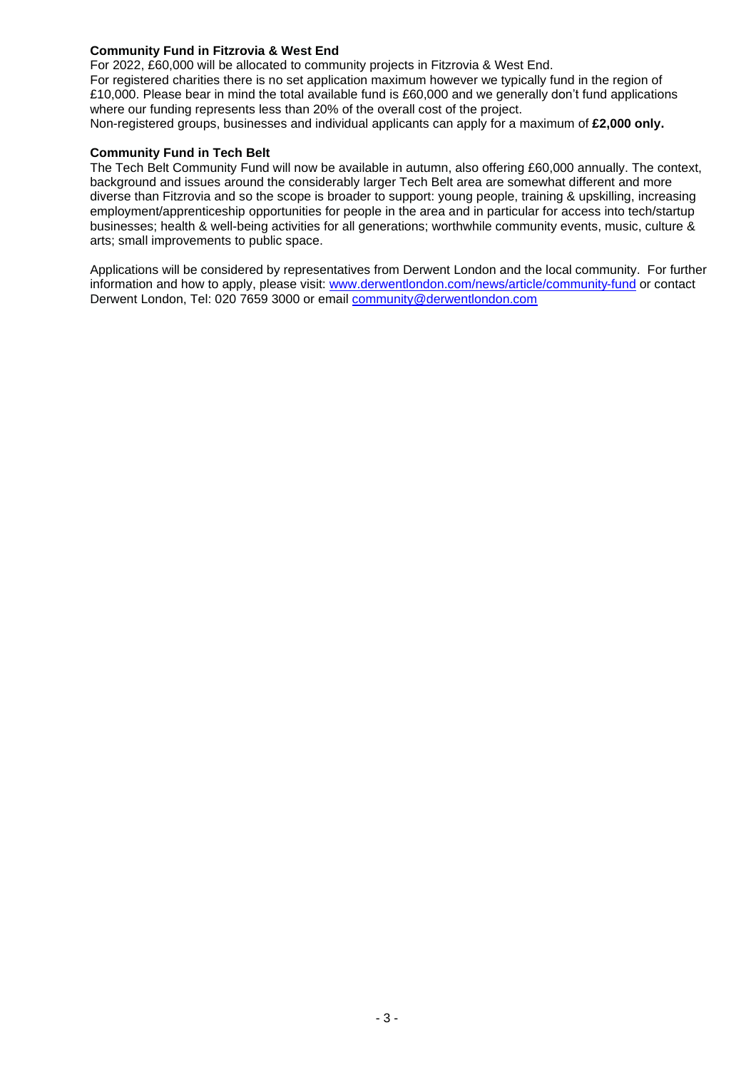**Community Fund in Fitzrovia & West End**

For 2022, £60,000 will be allocated to community projects in Fitzrovia & West End.
For registered charities there is no set application maximum however we typically fund in the region of £10,000. Please bear in mind the total available fund is £60,000 and we generally don't fund applications where our funding represents less than 20% of the overall cost of the project.
Non-registered groups, businesses and individual applicants can apply for a maximum of **£2,000 only.**

**Community Fund in Tech Belt**

The Tech Belt Community Fund will now be available in autumn, also offering £60,000 annually. The context, background and issues around the considerably larger Tech Belt area are somewhat different and more diverse than Fitzrovia and so the scope is broader to support: young people, training & upskilling, increasing employment/apprenticeship opportunities for people in the area and in particular for access into tech/startup businesses; health & well-being activities for all generations; worthwhile community events, music, culture & arts; small improvements to public space.

Applications will be considered by representatives from Derwent London and the local community. For further information and how to apply, please visit: [www.derwentlondon.com/news/article/community-fund](http://www.derwentlondon.com/news/article/community-fund) or contact Derwent London, Tel: 020 7659 3000 or email [community@derwentlondon.com](mailto:community@derwentlondon.com)